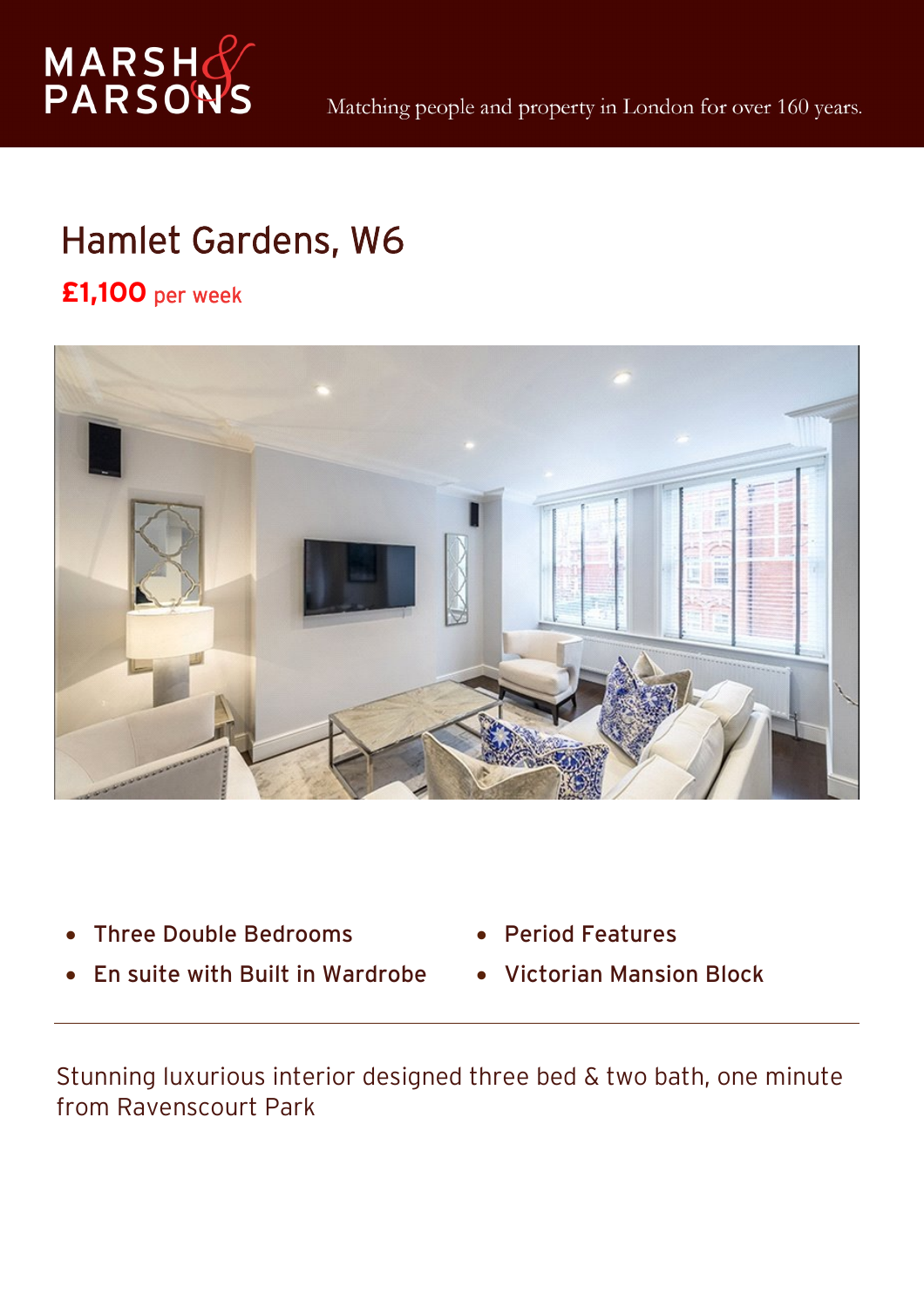MARSH & PARSONS

Matching people and property in London for over 160 years.

# Hamlet Gardens, W6

**£1,100** per week

- Three Double Bedrooms
- En suite with Built in Wardrobe
- Period Features
- Victorian Mansion Block

---

Stunning luxurious interior designed three bed & two bath, one minute from Ravenscourt Park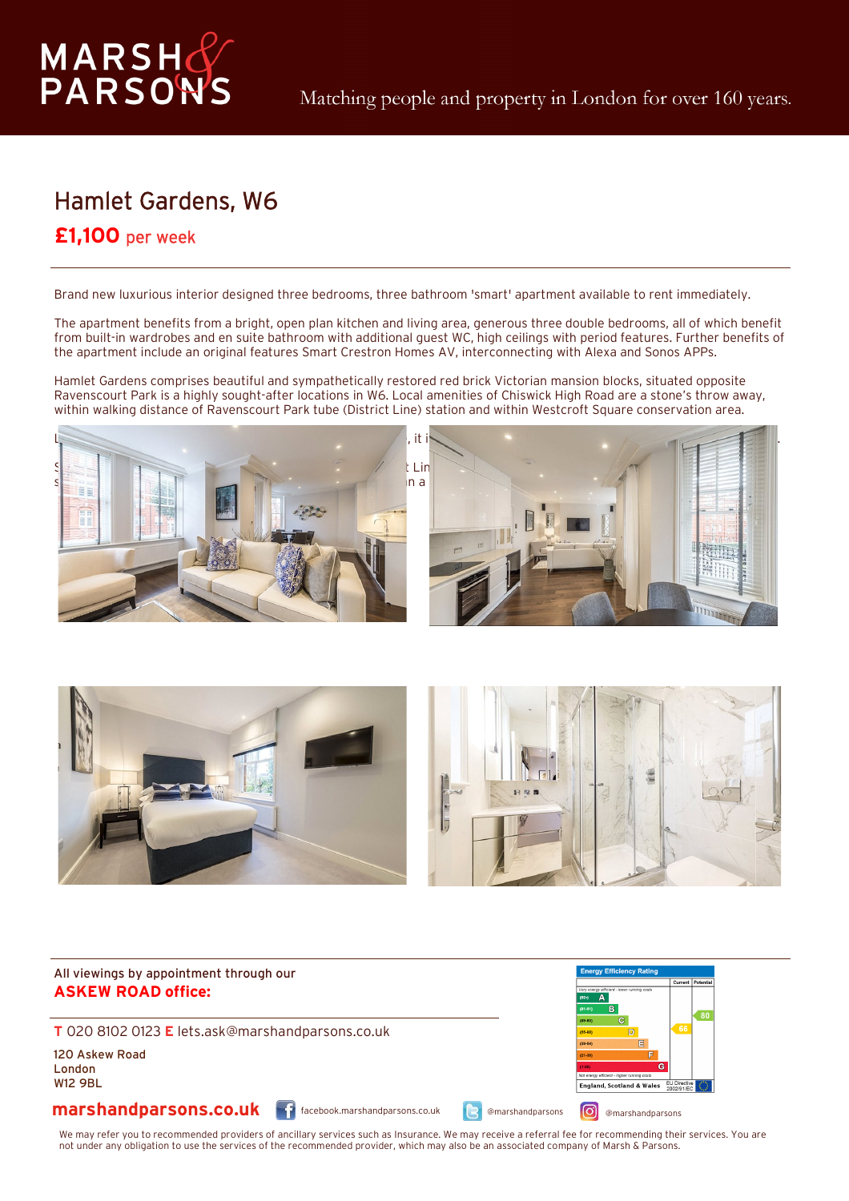# Hamlet Gardens, W6

**£1,100** per week

Brand new luxurious interior designed three bedrooms, three bathroom 'smart' apartment available to rent immediately.

The apartment benefits from a bright, open plan kitchen and living area, generous three double bedrooms, all of which benefit from built-in wardrobes and en suite bathroom with additional guest WC, high ceilings with period features. Further benefits of the apartment include an original features Smart Crestron Homes AV, interconnecting with Alexa and Sonos APPs.

Hamlet Gardens comprises beautiful and sympathetically restored red brick Victorian mansion blocks, situated opposite Ravenscourt Park is a highly sought-after locations in W6. Local amenities of Chiswick High Road are a stone's throw away, within walking distance of Ravenscourt Park tube (District Line) station and within Westcroft Square conservation area.

All viewings by appointment through our
**ASKEW ROAD office:**

**T** 020 8102 0123 **E** lets.ask@marshandparsons.co.uk

120 Askew Road
London
W12 9BL

Energy Efficiency Rating

Current: 66
Potential: 80

England, Scotland & Wales — EU Directive 2002/91/EC

**marshandparsons.co.uk** facebook.marshandparsons.co.uk @marshandparsons @marshandparsons

We may refer you to recommended providers of ancillary services such as Insurance. We may receive a referral fee for recommending their services. You are not under any obligation to use the services of the recommended provider, which may also be an associated company of Marsh & Parsons.